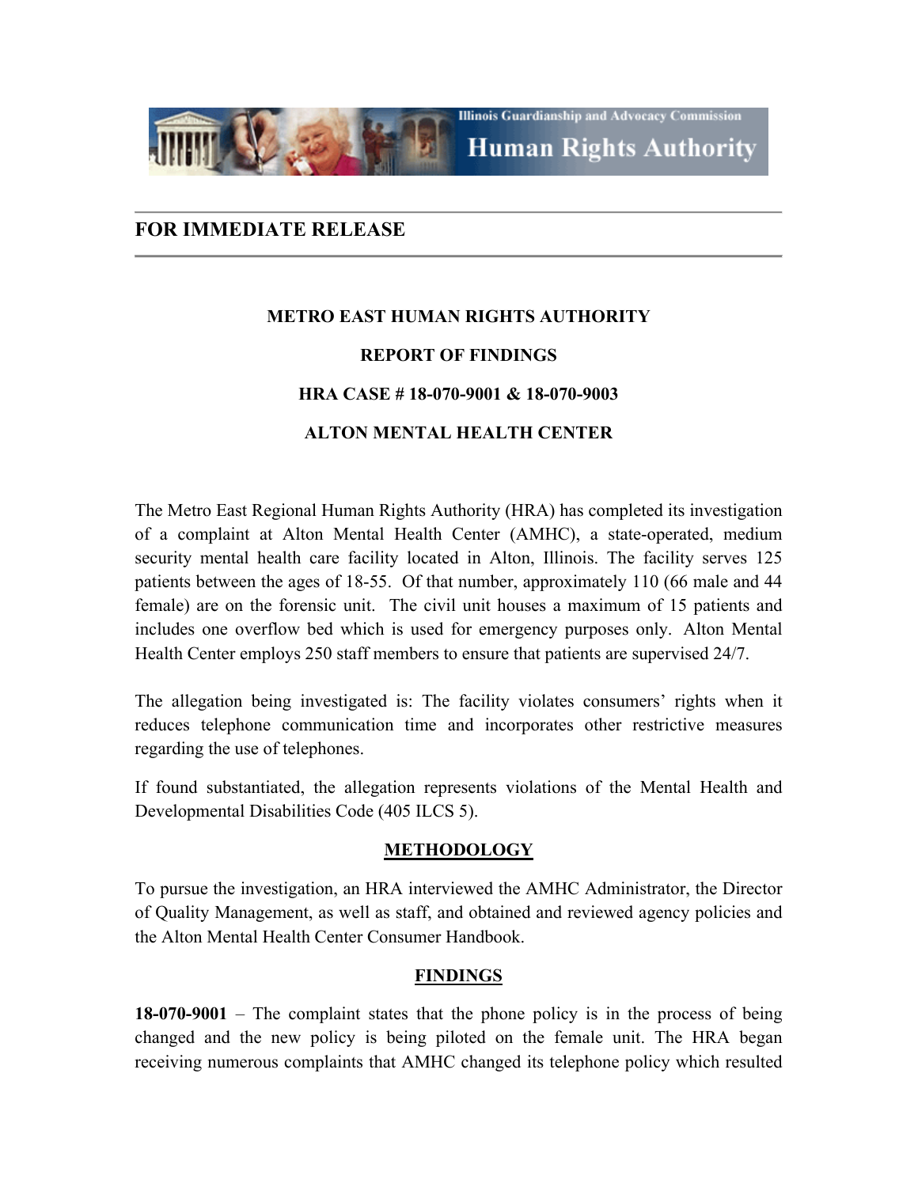Illinois Guardianship and Advocacy Commission

Human Rights Authority

## FOR IMMEDIATE RELEASE

**METRO EAST HUMAN RIGHTS AUTHORITY**

**REPORT OF FINDINGS**

**HRA CASE # 18-070-9001 & 18-070-9003**

**ALTON MENTAL HEALTH CENTER**

The Metro East Regional Human Rights Authority (HRA) has completed its investigation of a complaint at Alton Mental Health Center (AMHC), a state-operated, medium security mental health care facility located in Alton, Illinois. The facility serves 125 patients between the ages of 18-55. Of that number, approximately 110 (66 male and 44 female) are on the forensic unit. The civil unit houses a maximum of 15 patients and includes one overflow bed which is used for emergency purposes only. Alton Mental Health Center employs 250 staff members to ensure that patients are supervised 24/7.

The allegation being investigated is: The facility violates consumers' rights when it reduces telephone communication time and incorporates other restrictive measures regarding the use of telephones.

If found substantiated, the allegation represents violations of the Mental Health and Developmental Disabilities Code (405 ILCS 5).

### METHODOLOGY

To pursue the investigation, an HRA interviewed the AMHC Administrator, the Director of Quality Management, as well as staff, and obtained and reviewed agency policies and the Alton Mental Health Center Consumer Handbook.

### FINDINGS

**18-070-9001** – The complaint states that the phone policy is in the process of being changed and the new policy is being piloted on the female unit. The HRA began receiving numerous complaints that AMHC changed its telephone policy which resulted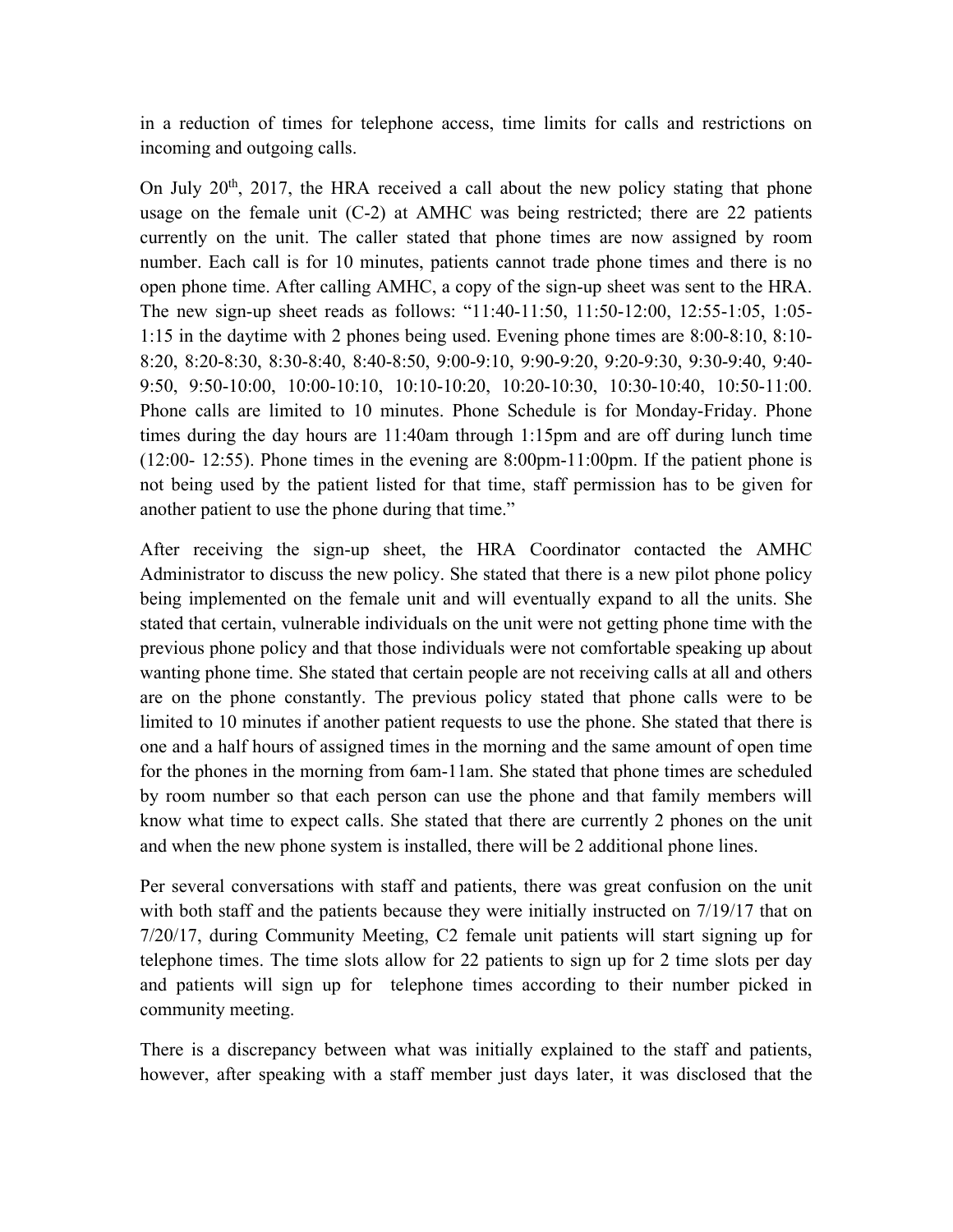in a reduction of times for telephone access, time limits for calls and restrictions on incoming and outgoing calls.

On July 20th, 2017, the HRA received a call about the new policy stating that phone usage on the female unit (C-2) at AMHC was being restricted; there are 22 patients currently on the unit. The caller stated that phone times are now assigned by room number. Each call is for 10 minutes, patients cannot trade phone times and there is no open phone time. After calling AMHC, a copy of the sign-up sheet was sent to the HRA. The new sign-up sheet reads as follows: "11:40-11:50, 11:50-12:00, 12:55-1:05, 1:05-1:15 in the daytime with 2 phones being used. Evening phone times are 8:00-8:10, 8:10-8:20, 8:20-8:30, 8:30-8:40, 8:40-8:50, 9:00-9:10, 9:90-9:20, 9:20-9:30, 9:30-9:40, 9:40-9:50, 9:50-10:00, 10:00-10:10, 10:10-10:20, 10:20-10:30, 10:30-10:40, 10:50-11:00. Phone calls are limited to 10 minutes. Phone Schedule is for Monday-Friday. Phone times during the day hours are 11:40am through 1:15pm and are off during lunch time (12:00- 12:55). Phone times in the evening are 8:00pm-11:00pm. If the patient phone is not being used by the patient listed for that time, staff permission has to be given for another patient to use the phone during that time."

After receiving the sign-up sheet, the HRA Coordinator contacted the AMHC Administrator to discuss the new policy. She stated that there is a new pilot phone policy being implemented on the female unit and will eventually expand to all the units. She stated that certain, vulnerable individuals on the unit were not getting phone time with the previous phone policy and that those individuals were not comfortable speaking up about wanting phone time. She stated that certain people are not receiving calls at all and others are on the phone constantly. The previous policy stated that phone calls were to be limited to 10 minutes if another patient requests to use the phone. She stated that there is one and a half hours of assigned times in the morning and the same amount of open time for the phones in the morning from 6am-11am. She stated that phone times are scheduled by room number so that each person can use the phone and that family members will know what time to expect calls. She stated that there are currently 2 phones on the unit and when the new phone system is installed, there will be 2 additional phone lines.

Per several conversations with staff and patients, there was great confusion on the unit with both staff and the patients because they were initially instructed on 7/19/17 that on 7/20/17, during Community Meeting, C2 female unit patients will start signing up for telephone times. The time slots allow for 22 patients to sign up for 2 time slots per day and patients will sign up for telephone times according to their number picked in community meeting.

There is a discrepancy between what was initially explained to the staff and patients, however, after speaking with a staff member just days later, it was disclosed that the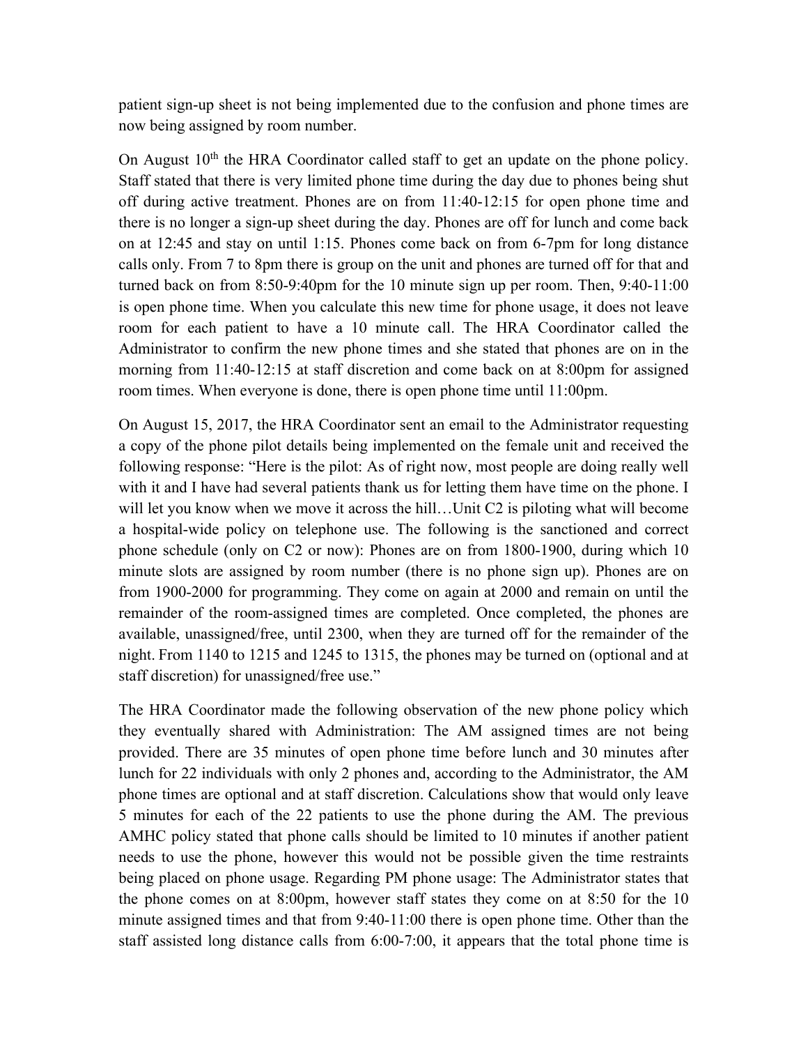patient sign-up sheet is not being implemented due to the confusion and phone times are now being assigned by room number.

On August 10th the HRA Coordinator called staff to get an update on the phone policy. Staff stated that there is very limited phone time during the day due to phones being shut off during active treatment. Phones are on from 11:40-12:15 for open phone time and there is no longer a sign-up sheet during the day. Phones are off for lunch and come back on at 12:45 and stay on until 1:15. Phones come back on from 6-7pm for long distance calls only. From 7 to 8pm there is group on the unit and phones are turned off for that and turned back on from 8:50-9:40pm for the 10 minute sign up per room. Then, 9:40-11:00 is open phone time. When you calculate this new time for phone usage, it does not leave room for each patient to have a 10 minute call. The HRA Coordinator called the Administrator to confirm the new phone times and she stated that phones are on in the morning from 11:40-12:15 at staff discretion and come back on at 8:00pm for assigned room times. When everyone is done, there is open phone time until 11:00pm.

On August 15, 2017, the HRA Coordinator sent an email to the Administrator requesting a copy of the phone pilot details being implemented on the female unit and received the following response: "Here is the pilot: As of right now, most people are doing really well with it and I have had several patients thank us for letting them have time on the phone. I will let you know when we move it across the hill…Unit C2 is piloting what will become a hospital-wide policy on telephone use. The following is the sanctioned and correct phone schedule (only on C2 or now): Phones are on from 1800-1900, during which 10 minute slots are assigned by room number (there is no phone sign up). Phones are on from 1900-2000 for programming. They come on again at 2000 and remain on until the remainder of the room-assigned times are completed. Once completed, the phones are available, unassigned/free, until 2300, when they are turned off for the remainder of the night. From 1140 to 1215 and 1245 to 1315, the phones may be turned on (optional and at staff discretion) for unassigned/free use."

The HRA Coordinator made the following observation of the new phone policy which they eventually shared with Administration: The AM assigned times are not being provided. There are 35 minutes of open phone time before lunch and 30 minutes after lunch for 22 individuals with only 2 phones and, according to the Administrator, the AM phone times are optional and at staff discretion. Calculations show that would only leave 5 minutes for each of the 22 patients to use the phone during the AM. The previous AMHC policy stated that phone calls should be limited to 10 minutes if another patient needs to use the phone, however this would not be possible given the time restraints being placed on phone usage. Regarding PM phone usage: The Administrator states that the phone comes on at 8:00pm, however staff states they come on at 8:50 for the 10 minute assigned times and that from 9:40-11:00 there is open phone time. Other than the staff assisted long distance calls from 6:00-7:00, it appears that the total phone time is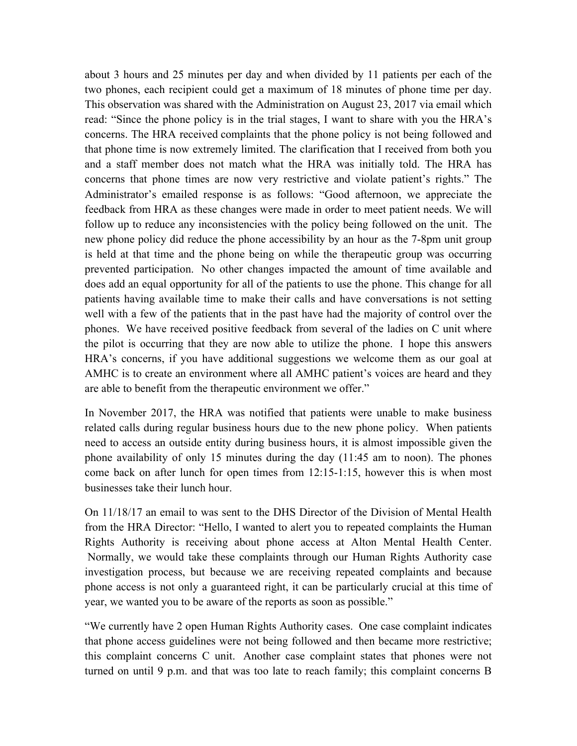about 3 hours and 25 minutes per day and when divided by 11 patients per each of the two phones, each recipient could get a maximum of 18 minutes of phone time per day. This observation was shared with the Administration on August 23, 2017 via email which read: "Since the phone policy is in the trial stages, I want to share with you the HRA's concerns. The HRA received complaints that the phone policy is not being followed and that phone time is now extremely limited. The clarification that I received from both you and a staff member does not match what the HRA was initially told. The HRA has concerns that phone times are now very restrictive and violate patient's rights." The Administrator's emailed response is as follows: "Good afternoon, we appreciate the feedback from HRA as these changes were made in order to meet patient needs. We will follow up to reduce any inconsistencies with the policy being followed on the unit. The new phone policy did reduce the phone accessibility by an hour as the 7-8pm unit group is held at that time and the phone being on while the therapeutic group was occurring prevented participation. No other changes impacted the amount of time available and does add an equal opportunity for all of the patients to use the phone. This change for all patients having available time to make their calls and have conversations is not setting well with a few of the patients that in the past have had the majority of control over the phones. We have received positive feedback from several of the ladies on C unit where the pilot is occurring that they are now able to utilize the phone. I hope this answers HRA's concerns, if you have additional suggestions we welcome them as our goal at AMHC is to create an environment where all AMHC patient's voices are heard and they are able to benefit from the therapeutic environment we offer."

In November 2017, the HRA was notified that patients were unable to make business related calls during regular business hours due to the new phone policy. When patients need to access an outside entity during business hours, it is almost impossible given the phone availability of only 15 minutes during the day (11:45 am to noon). The phones come back on after lunch for open times from 12:15-1:15, however this is when most businesses take their lunch hour.

On 11/18/17 an email to was sent to the DHS Director of the Division of Mental Health from the HRA Director: "Hello, I wanted to alert you to repeated complaints the Human Rights Authority is receiving about phone access at Alton Mental Health Center. Normally, we would take these complaints through our Human Rights Authority case investigation process, but because we are receiving repeated complaints and because phone access is not only a guaranteed right, it can be particularly crucial at this time of year, we wanted you to be aware of the reports as soon as possible."

"We currently have 2 open Human Rights Authority cases. One case complaint indicates that phone access guidelines were not being followed and then became more restrictive; this complaint concerns C unit. Another case complaint states that phones were not turned on until 9 p.m. and that was too late to reach family; this complaint concerns B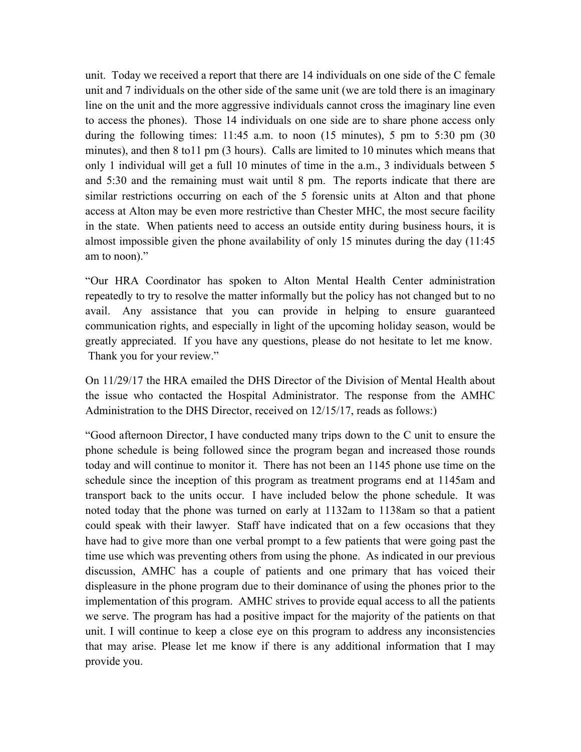unit. Today we received a report that there are 14 individuals on one side of the C female unit and 7 individuals on the other side of the same unit (we are told there is an imaginary line on the unit and the more aggressive individuals cannot cross the imaginary line even to access the phones). Those 14 individuals on one side are to share phone access only during the following times: 11:45 a.m. to noon (15 minutes), 5 pm to 5:30 pm (30 minutes), and then 8 to11 pm (3 hours). Calls are limited to 10 minutes which means that only 1 individual will get a full 10 minutes of time in the a.m., 3 individuals between 5 and 5:30 and the remaining must wait until 8 pm. The reports indicate that there are similar restrictions occurring on each of the 5 forensic units at Alton and that phone access at Alton may be even more restrictive than Chester MHC, the most secure facility in the state. When patients need to access an outside entity during business hours, it is almost impossible given the phone availability of only 15 minutes during the day (11:45 am to noon)."

"Our HRA Coordinator has spoken to Alton Mental Health Center administration repeatedly to try to resolve the matter informally but the policy has not changed but to no avail. Any assistance that you can provide in helping to ensure guaranteed communication rights, and especially in light of the upcoming holiday season, would be greatly appreciated. If you have any questions, please do not hesitate to let me know. Thank you for your review."

On 11/29/17 the HRA emailed the DHS Director of the Division of Mental Health about the issue who contacted the Hospital Administrator. The response from the AMHC Administration to the DHS Director, received on 12/15/17, reads as follows:)

"Good afternoon Director, I have conducted many trips down to the C unit to ensure the phone schedule is being followed since the program began and increased those rounds today and will continue to monitor it. There has not been an 1145 phone use time on the schedule since the inception of this program as treatment programs end at 1145am and transport back to the units occur. I have included below the phone schedule. It was noted today that the phone was turned on early at 1132am to 1138am so that a patient could speak with their lawyer. Staff have indicated that on a few occasions that they have had to give more than one verbal prompt to a few patients that were going past the time use which was preventing others from using the phone. As indicated in our previous discussion, AMHC has a couple of patients and one primary that has voiced their displeasure in the phone program due to their dominance of using the phones prior to the implementation of this program. AMHC strives to provide equal access to all the patients we serve. The program has had a positive impact for the majority of the patients on that unit. I will continue to keep a close eye on this program to address any inconsistencies that may arise. Please let me know if there is any additional information that I may provide you.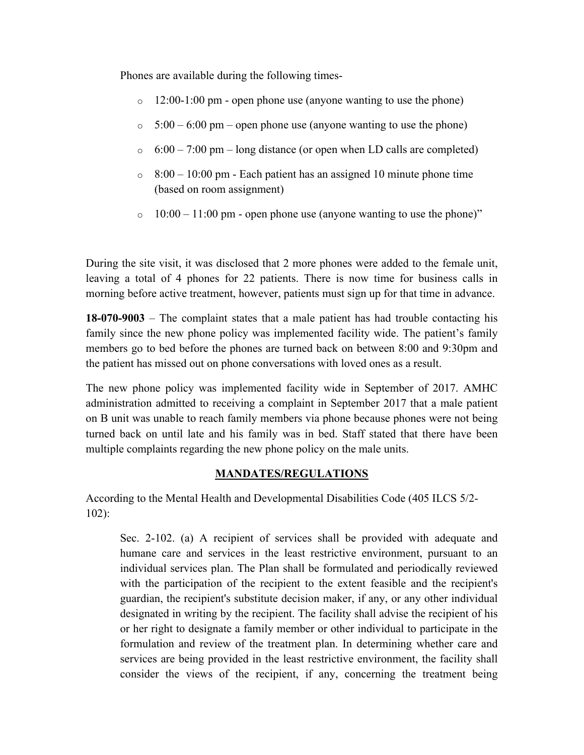Phones are available during the following times-

- 12:00-1:00 pm - open phone use (anyone wanting to use the phone)
- 5:00 – 6:00 pm – open phone use (anyone wanting to use the phone)
- 6:00 – 7:00 pm – long distance (or open when LD calls are completed)
- 8:00 – 10:00 pm - Each patient has an assigned 10 minute phone time (based on room assignment)
- 10:00 – 11:00 pm - open phone use (anyone wanting to use the phone)"

During the site visit, it was disclosed that 2 more phones were added to the female unit, leaving a total of 4 phones for 22 patients. There is now time for business calls in morning before active treatment, however, patients must sign up for that time in advance.

**18-070-9003** – The complaint states that a male patient has had trouble contacting his family since the new phone policy was implemented facility wide. The patient's family members go to bed before the phones are turned back on between 8:00 and 9:30pm and the patient has missed out on phone conversations with loved ones as a result.

The new phone policy was implemented facility wide in September of 2017. AMHC administration admitted to receiving a complaint in September 2017 that a male patient on B unit was unable to reach family members via phone because phones were not being turned back on until late and his family was in bed. Staff stated that there have been multiple complaints regarding the new phone policy on the male units.

## MANDATES/REGULATIONS

According to the Mental Health and Developmental Disabilities Code (405 ILCS 5/2-102):

> Sec. 2-102. (a) A recipient of services shall be provided with adequate and humane care and services in the least restrictive environment, pursuant to an individual services plan. The Plan shall be formulated and periodically reviewed with the participation of the recipient to the extent feasible and the recipient's guardian, the recipient's substitute decision maker, if any, or any other individual designated in writing by the recipient. The facility shall advise the recipient of his or her right to designate a family member or other individual to participate in the formulation and review of the treatment plan. In determining whether care and services are being provided in the least restrictive environment, the facility shall consider the views of the recipient, if any, concerning the treatment being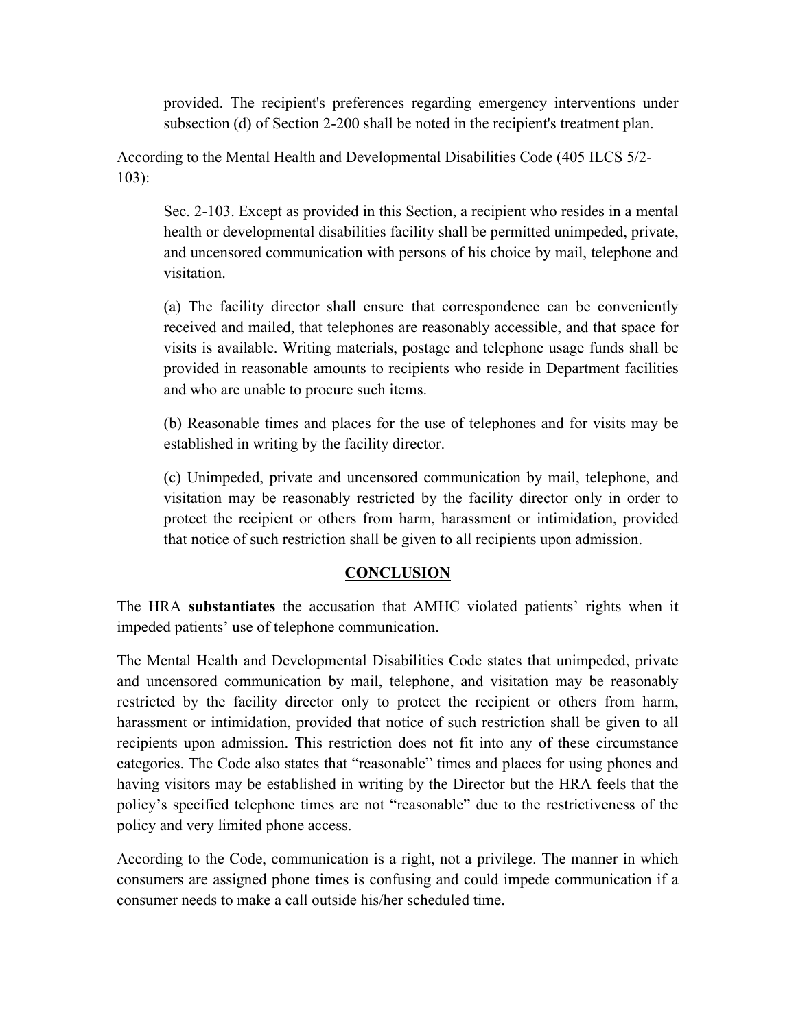> provided. The recipient's preferences regarding emergency interventions under subsection (d) of Section 2-200 shall be noted in the recipient's treatment plan.

According to the Mental Health and Developmental Disabilities Code (405 ILCS 5/2-103):

> Sec. 2-103. Except as provided in this Section, a recipient who resides in a mental health or developmental disabilities facility shall be permitted unimpeded, private, and uncensored communication with persons of his choice by mail, telephone and visitation.
>
> (a) The facility director shall ensure that correspondence can be conveniently received and mailed, that telephones are reasonably accessible, and that space for visits is available. Writing materials, postage and telephone usage funds shall be provided in reasonable amounts to recipients who reside in Department facilities and who are unable to procure such items.
>
> (b) Reasonable times and places for the use of telephones and for visits may be established in writing by the facility director.
>
> (c) Unimpeded, private and uncensored communication by mail, telephone, and visitation may be reasonably restricted by the facility director only in order to protect the recipient or others from harm, harassment or intimidation, provided that notice of such restriction shall be given to all recipients upon admission.

## CONCLUSION

The HRA **substantiates** the accusation that AMHC violated patients' rights when it impeded patients' use of telephone communication.

The Mental Health and Developmental Disabilities Code states that unimpeded, private and uncensored communication by mail, telephone, and visitation may be reasonably restricted by the facility director only to protect the recipient or others from harm, harassment or intimidation, provided that notice of such restriction shall be given to all recipients upon admission. This restriction does not fit into any of these circumstance categories. The Code also states that "reasonable" times and places for using phones and having visitors may be established in writing by the Director but the HRA feels that the policy's specified telephone times are not "reasonable" due to the restrictiveness of the policy and very limited phone access.

According to the Code, communication is a right, not a privilege. The manner in which consumers are assigned phone times is confusing and could impede communication if a consumer needs to make a call outside his/her scheduled time.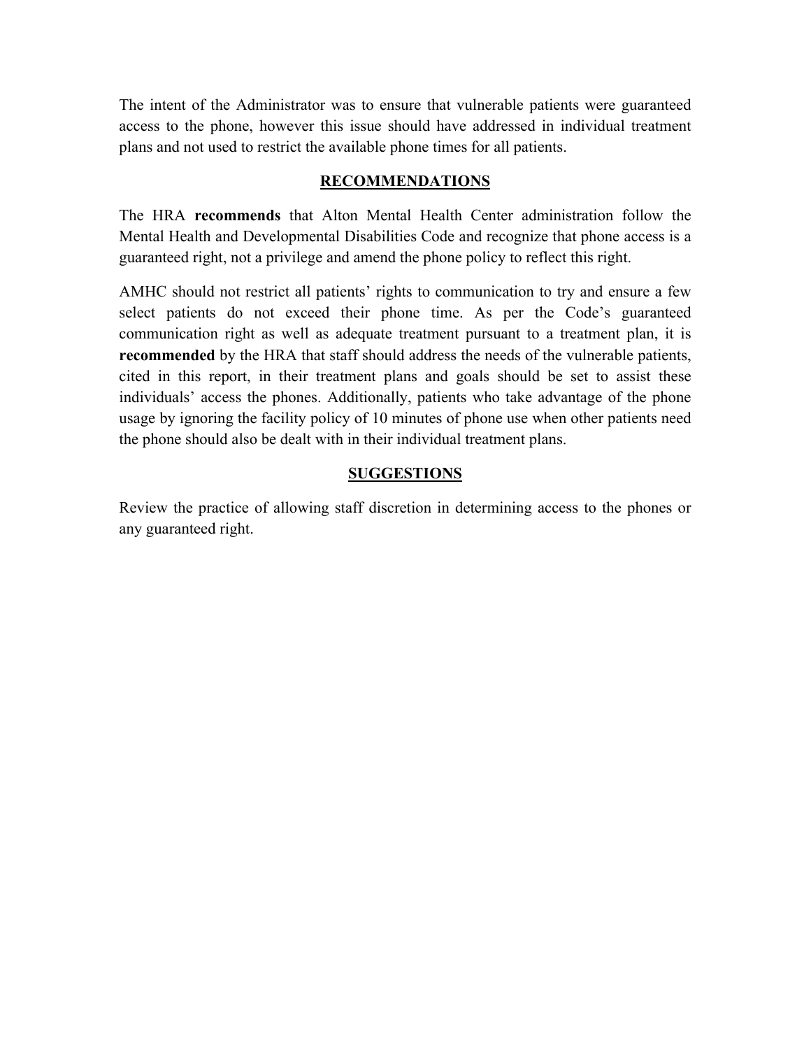The intent of the Administrator was to ensure that vulnerable patients were guaranteed access to the phone, however this issue should have addressed in individual treatment plans and not used to restrict the available phone times for all patients.

## RECOMMENDATIONS

The HRA **recommends** that Alton Mental Health Center administration follow the Mental Health and Developmental Disabilities Code and recognize that phone access is a guaranteed right, not a privilege and amend the phone policy to reflect this right.

AMHC should not restrict all patients' rights to communication to try and ensure a few select patients do not exceed their phone time. As per the Code's guaranteed communication right as well as adequate treatment pursuant to a treatment plan, it is **recommended** by the HRA that staff should address the needs of the vulnerable patients, cited in this report, in their treatment plans and goals should be set to assist these individuals' access the phones. Additionally, patients who take advantage of the phone usage by ignoring the facility policy of 10 minutes of phone use when other patients need the phone should also be dealt with in their individual treatment plans.

## SUGGESTIONS

Review the practice of allowing staff discretion in determining access to the phones or any guaranteed right.